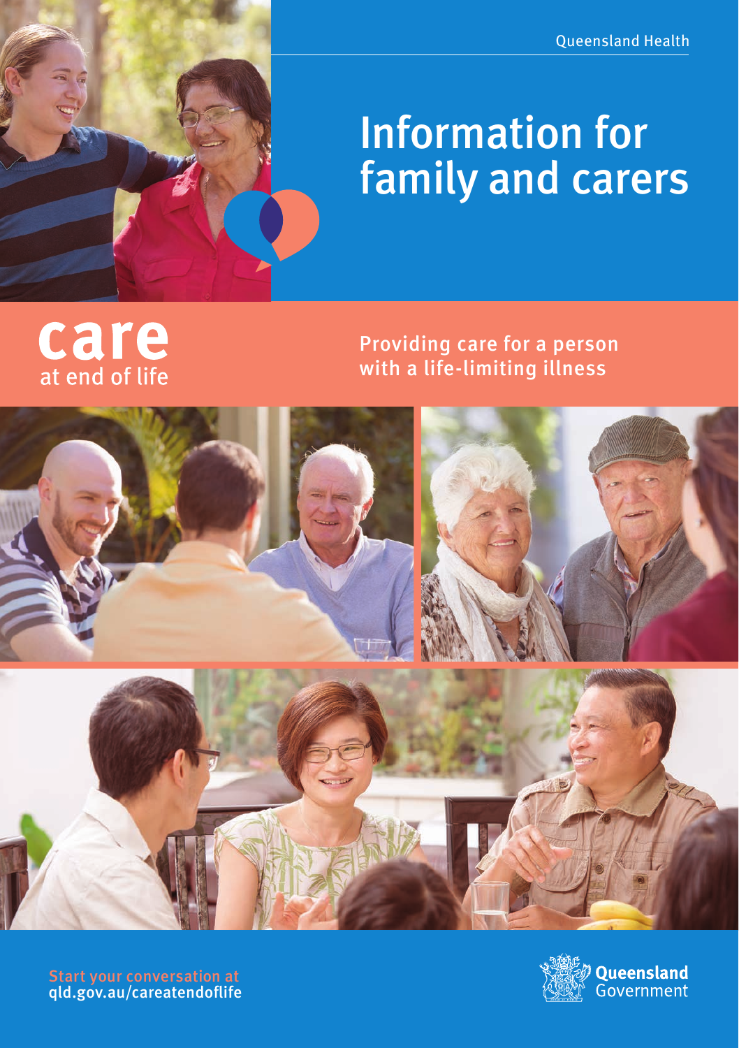Queensland Health

# Information for family and carers

**care**
at end of life

## Providing care for a person with a life-limiting illness

Start your conversation at
**qld.gov.au/careatendoflife**

Queensland Government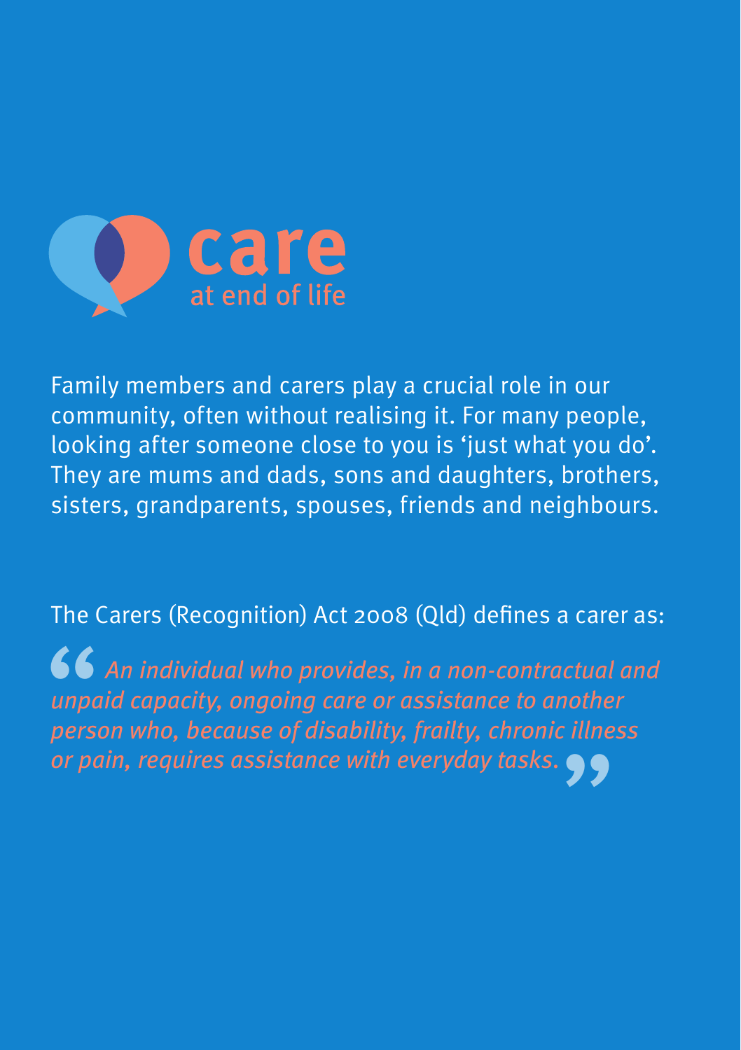**care**
at end of life

Family members and carers play a crucial role in our community, often without realising it. For many people, looking after someone close to you is 'just what you do'. They are mums and dads, sons and daughters, brothers, sisters, grandparents, spouses, friends and neighbours.

The Carers (Recognition) Act 2008 (Qld) defines a carer as:

> *"An individual who provides, in a non-contractual and unpaid capacity, ongoing care or assistance to another person who, because of disability, frailty, chronic illness or pain, requires assistance with everyday tasks."*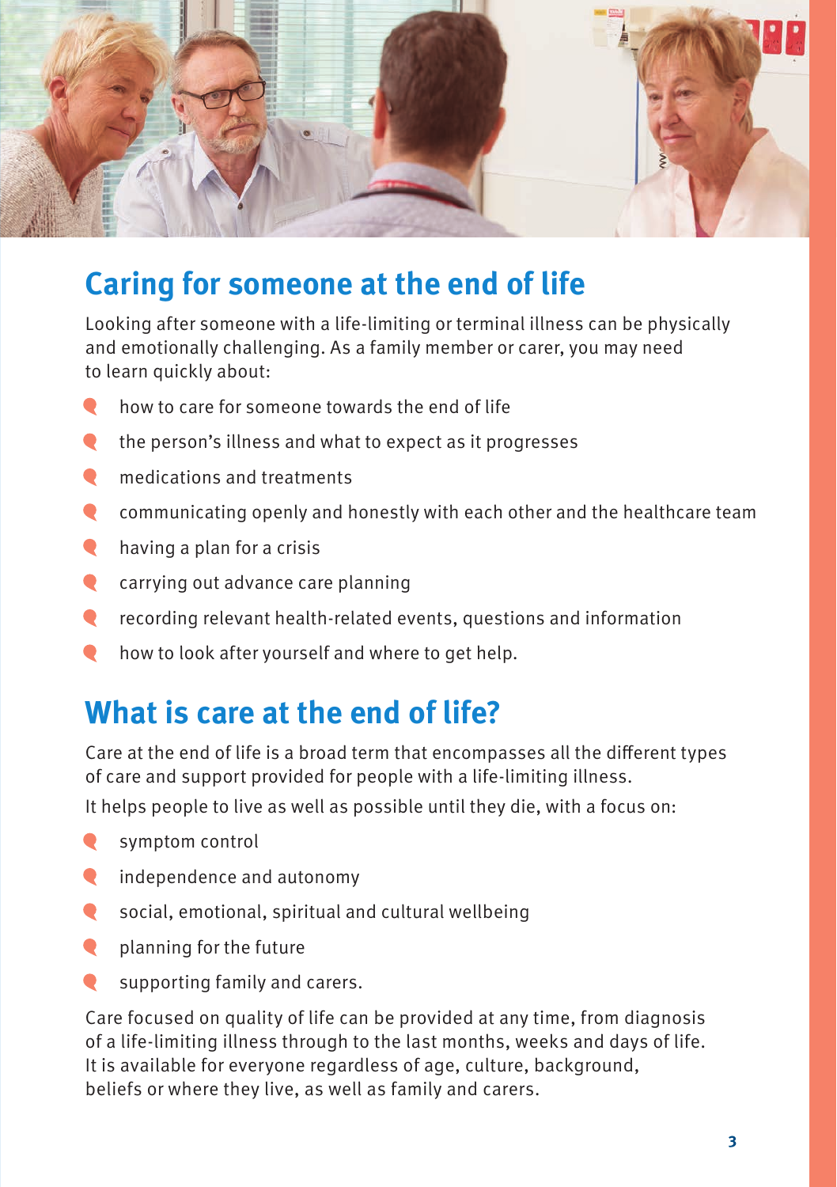## Caring for someone at the end of life

Looking after someone with a life-limiting or terminal illness can be physically and emotionally challenging. As a family member or carer, you may need to learn quickly about:

- how to care for someone towards the end of life
- the person's illness and what to expect as it progresses
- medications and treatments
- communicating openly and honestly with each other and the healthcare team
- having a plan for a crisis
- carrying out advance care planning
- recording relevant health-related events, questions and information
- how to look after yourself and where to get help.

## What is care at the end of life?

Care at the end of life is a broad term that encompasses all the different types of care and support provided for people with a life-limiting illness.

It helps people to live as well as possible until they die, with a focus on:

- symptom control
- independence and autonomy
- social, emotional, spiritual and cultural wellbeing
- planning for the future
- supporting family and carers.

Care focused on quality of life can be provided at any time, from diagnosis of a life-limiting illness through to the last months, weeks and days of life. It is available for everyone regardless of age, culture, background, beliefs or where they live, as well as family and carers.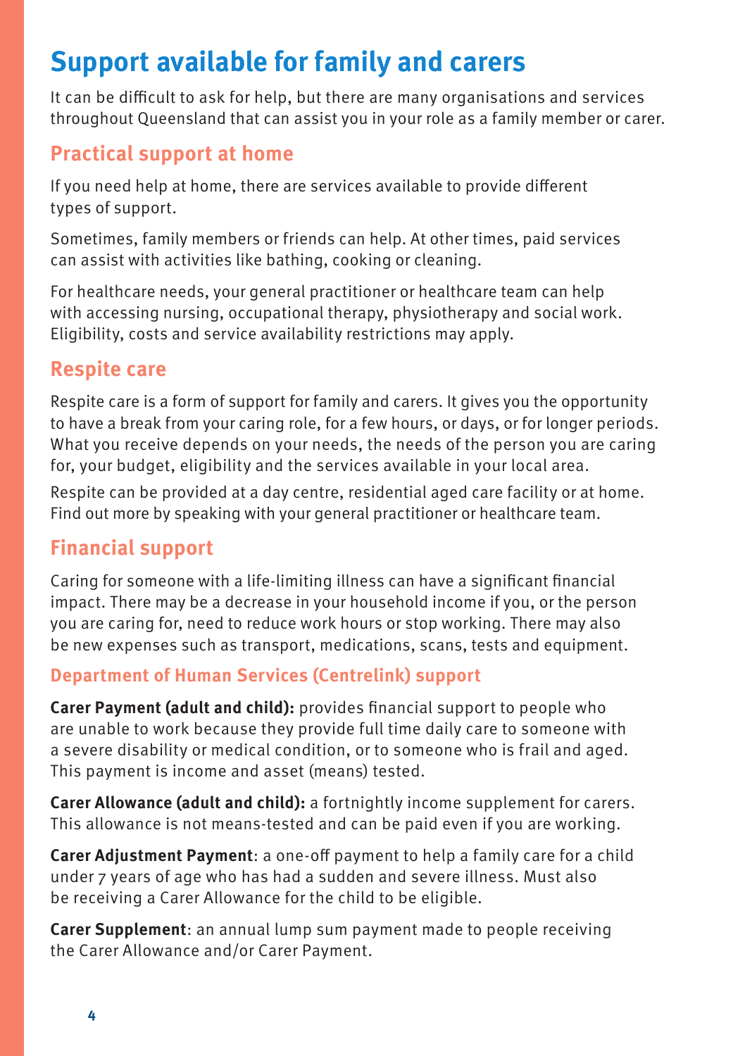# Support available for family and carers

It can be difficult to ask for help, but there are many organisations and services throughout Queensland that can assist you in your role as a family member or carer.

## Practical support at home

If you need help at home, there are services available to provide different types of support.

Sometimes, family members or friends can help. At other times, paid services can assist with activities like bathing, cooking or cleaning.

For healthcare needs, your general practitioner or healthcare team can help with accessing nursing, occupational therapy, physiotherapy and social work. Eligibility, costs and service availability restrictions may apply.

## Respite care

Respite care is a form of support for family and carers. It gives you the opportunity to have a break from your caring role, for a few hours, or days, or for longer periods. What you receive depends on your needs, the needs of the person you are caring for, your budget, eligibility and the services available in your local area.

Respite can be provided at a day centre, residential aged care facility or at home. Find out more by speaking with your general practitioner or healthcare team.

## Financial support

Caring for someone with a life-limiting illness can have a significant financial impact. There may be a decrease in your household income if you, or the person you are caring for, need to reduce work hours or stop working. There may also be new expenses such as transport, medications, scans, tests and equipment.

### Department of Human Services (Centrelink) support

**Carer Payment (adult and child):** provides financial support to people who are unable to work because they provide full time daily care to someone with a severe disability or medical condition, or to someone who is frail and aged. This payment is income and asset (means) tested.

**Carer Allowance (adult and child):** a fortnightly income supplement for carers. This allowance is not means-tested and can be paid even if you are working.

**Carer Adjustment Payment**: a one-off payment to help a family care for a child under 7 years of age who has had a sudden and severe illness. Must also be receiving a Carer Allowance for the child to be eligible.

**Carer Supplement**: an annual lump sum payment made to people receiving the Carer Allowance and/or Carer Payment.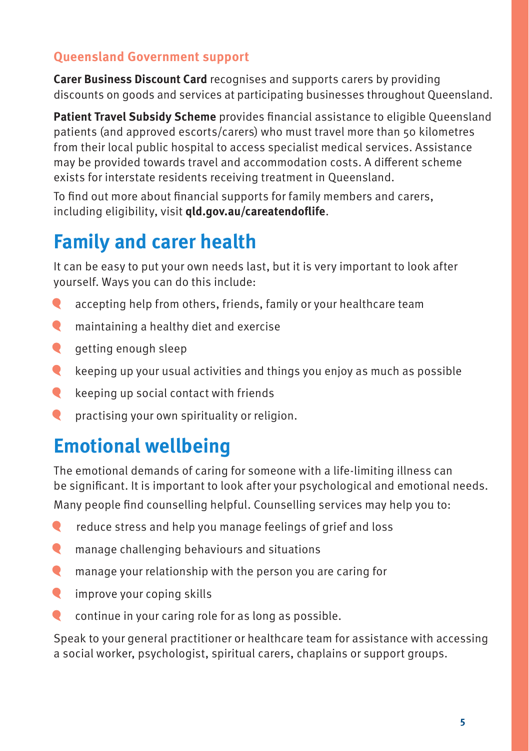### Queensland Government support

**Carer Business Discount Card** recognises and supports carers by providing discounts on goods and services at participating businesses throughout Queensland.

**Patient Travel Subsidy Scheme** provides financial assistance to eligible Queensland patients (and approved escorts/carers) who must travel more than 50 kilometres from their local public hospital to access specialist medical services. Assistance may be provided towards travel and accommodation costs. A different scheme exists for interstate residents receiving treatment in Queensland.

To find out more about financial supports for family members and carers, including eligibility, visit **qld.gov.au/careatendoflife**.

## Family and carer health

It can be easy to put your own needs last, but it is very important to look after yourself. Ways you can do this include:

- accepting help from others, friends, family or your healthcare team
- maintaining a healthy diet and exercise
- getting enough sleep
- keeping up your usual activities and things you enjoy as much as possible
- keeping up social contact with friends
- practising your own spirituality or religion.

## Emotional wellbeing

The emotional demands of caring for someone with a life-limiting illness can be significant. It is important to look after your psychological and emotional needs.

Many people find counselling helpful. Counselling services may help you to:

- reduce stress and help you manage feelings of grief and loss
- manage challenging behaviours and situations
- manage your relationship with the person you are caring for
- improve your coping skills
- continue in your caring role for as long as possible.

Speak to your general practitioner or healthcare team for assistance with accessing a social worker, psychologist, spiritual carers, chaplains or support groups.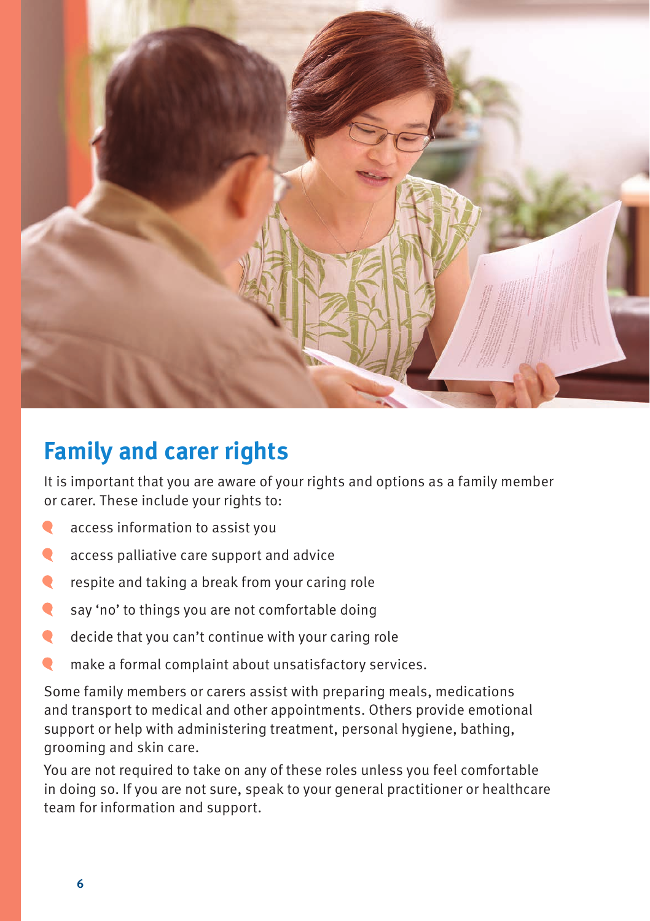## Family and carer rights

It is important that you are aware of your rights and options as a family member or carer. These include your rights to:

- access information to assist you
- access palliative care support and advice
- respite and taking a break from your caring role
- say 'no' to things you are not comfortable doing
- decide that you can't continue with your caring role
- make a formal complaint about unsatisfactory services.

Some family members or carers assist with preparing meals, medications and transport to medical and other appointments. Others provide emotional support or help with administering treatment, personal hygiene, bathing, grooming and skin care.

You are not required to take on any of these roles unless you feel comfortable in doing so. If you are not sure, speak to your general practitioner or healthcare team for information and support.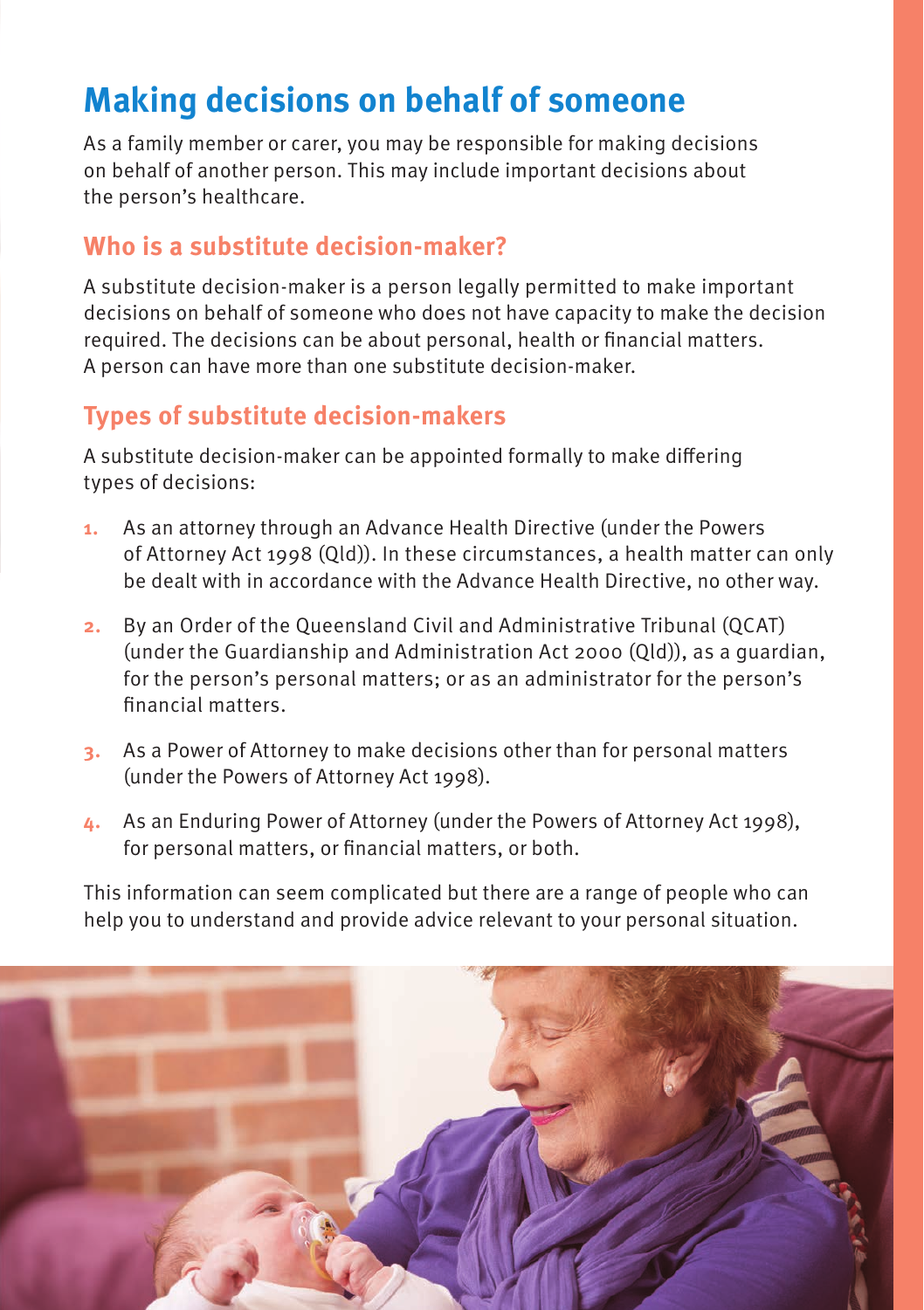# Making decisions on behalf of someone

As a family member or carer, you may be responsible for making decisions on behalf of another person. This may include important decisions about the person's healthcare.

## Who is a substitute decision-maker?

A substitute decision-maker is a person legally permitted to make important decisions on behalf of someone who does not have capacity to make the decision required. The decisions can be about personal, health or financial matters. A person can have more than one substitute decision-maker.

## Types of substitute decision-makers

A substitute decision-maker can be appointed formally to make differing types of decisions:

1. As an attorney through an Advance Health Directive (under the Powers of Attorney Act 1998 (Qld)). In these circumstances, a health matter can only be dealt with in accordance with the Advance Health Directive, no other way.
2. By an Order of the Queensland Civil and Administrative Tribunal (QCAT) (under the Guardianship and Administration Act 2000 (Qld)), as a guardian, for the person's personal matters; or as an administrator for the person's financial matters.
3. As a Power of Attorney to make decisions other than for personal matters (under the Powers of Attorney Act 1998).
4. As an Enduring Power of Attorney (under the Powers of Attorney Act 1998), for personal matters, or financial matters, or both.

This information can seem complicated but there are a range of people who can help you to understand and provide advice relevant to your personal situation.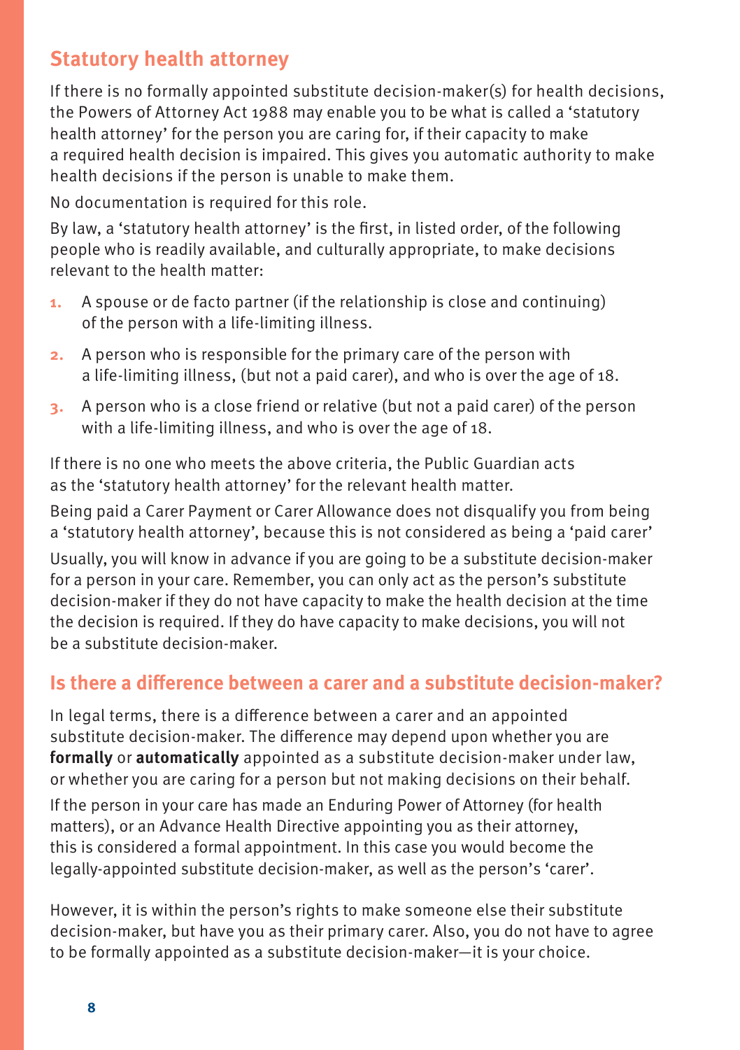## Statutory health attorney

If there is no formally appointed substitute decision-maker(s) for health decisions, the Powers of Attorney Act 1988 may enable you to be what is called a 'statutory health attorney' for the person you are caring for, if their capacity to make a required health decision is impaired. This gives you automatic authority to make health decisions if the person is unable to make them.

No documentation is required for this role.

By law, a 'statutory health attorney' is the first, in listed order, of the following people who is readily available, and culturally appropriate, to make decisions relevant to the health matter:

1. A spouse or de facto partner (if the relationship is close and continuing) of the person with a life-limiting illness.
2. A person who is responsible for the primary care of the person with a life-limiting illness, (but not a paid carer), and who is over the age of 18.
3. A person who is a close friend or relative (but not a paid carer) of the person with a life-limiting illness, and who is over the age of 18.

If there is no one who meets the above criteria, the Public Guardian acts as the 'statutory health attorney' for the relevant health matter.

Being paid a Carer Payment or Carer Allowance does not disqualify you from being a 'statutory health attorney', because this is not considered as being a 'paid carer'

Usually, you will know in advance if you are going to be a substitute decision-maker for a person in your care. Remember, you can only act as the person's substitute decision-maker if they do not have capacity to make the health decision at the time the decision is required. If they do have capacity to make decisions, you will not be a substitute decision-maker.

## Is there a difference between a carer and a substitute decision-maker?

In legal terms, there is a difference between a carer and an appointed substitute decision-maker. The difference may depend upon whether you are **formally** or **automatically** appointed as a substitute decision-maker under law, or whether you are caring for a person but not making decisions on their behalf.

If the person in your care has made an Enduring Power of Attorney (for health matters), or an Advance Health Directive appointing you as their attorney, this is considered a formal appointment. In this case you would become the legally-appointed substitute decision-maker, as well as the person's 'carer'.

However, it is within the person's rights to make someone else their substitute decision-maker, but have you as their primary carer. Also, you do not have to agree to be formally appointed as a substitute decision-maker—it is your choice.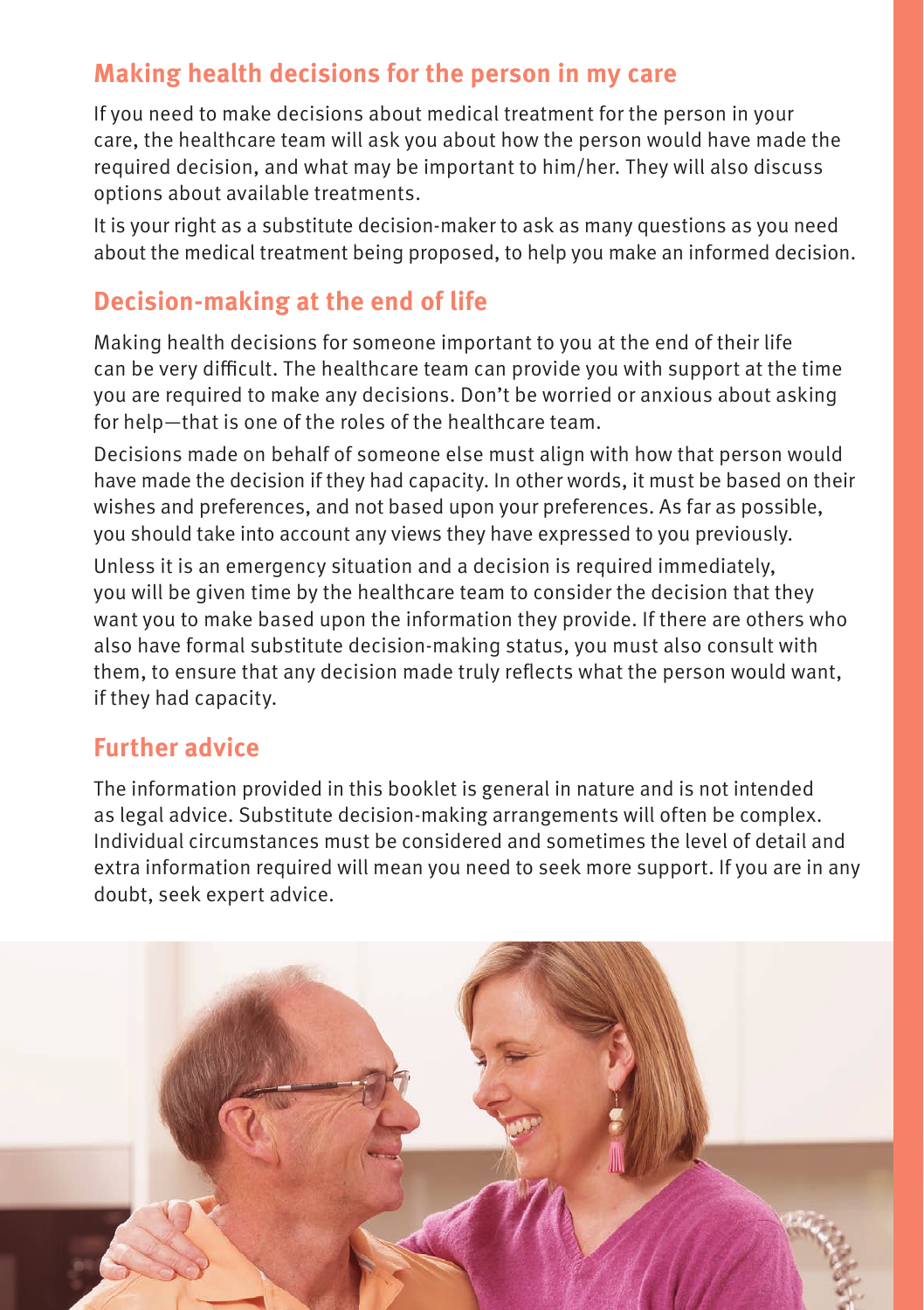## Making health decisions for the person in my care

If you need to make decisions about medical treatment for the person in your care, the healthcare team will ask you about how the person would have made the required decision, and what may be important to him/her. They will also discuss options about available treatments.

It is your right as a substitute decision-maker to ask as many questions as you need about the medical treatment being proposed, to help you make an informed decision.

## Decision-making at the end of life

Making health decisions for someone important to you at the end of their life can be very difficult. The healthcare team can provide you with support at the time you are required to make any decisions. Don't be worried or anxious about asking for help—that is one of the roles of the healthcare team.

Decisions made on behalf of someone else must align with how that person would have made the decision if they had capacity. In other words, it must be based on their wishes and preferences, and not based upon your preferences. As far as possible, you should take into account any views they have expressed to you previously.

Unless it is an emergency situation and a decision is required immediately, you will be given time by the healthcare team to consider the decision that they want you to make based upon the information they provide. If there are others who also have formal substitute decision-making status, you must also consult with them, to ensure that any decision made truly reflects what the person would want, if they had capacity.

## Further advice

The information provided in this booklet is general in nature and is not intended as legal advice. Substitute decision-making arrangements will often be complex. Individual circumstances must be considered and sometimes the level of detail and extra information required will mean you need to seek more support. If you are in any doubt, seek expert advice.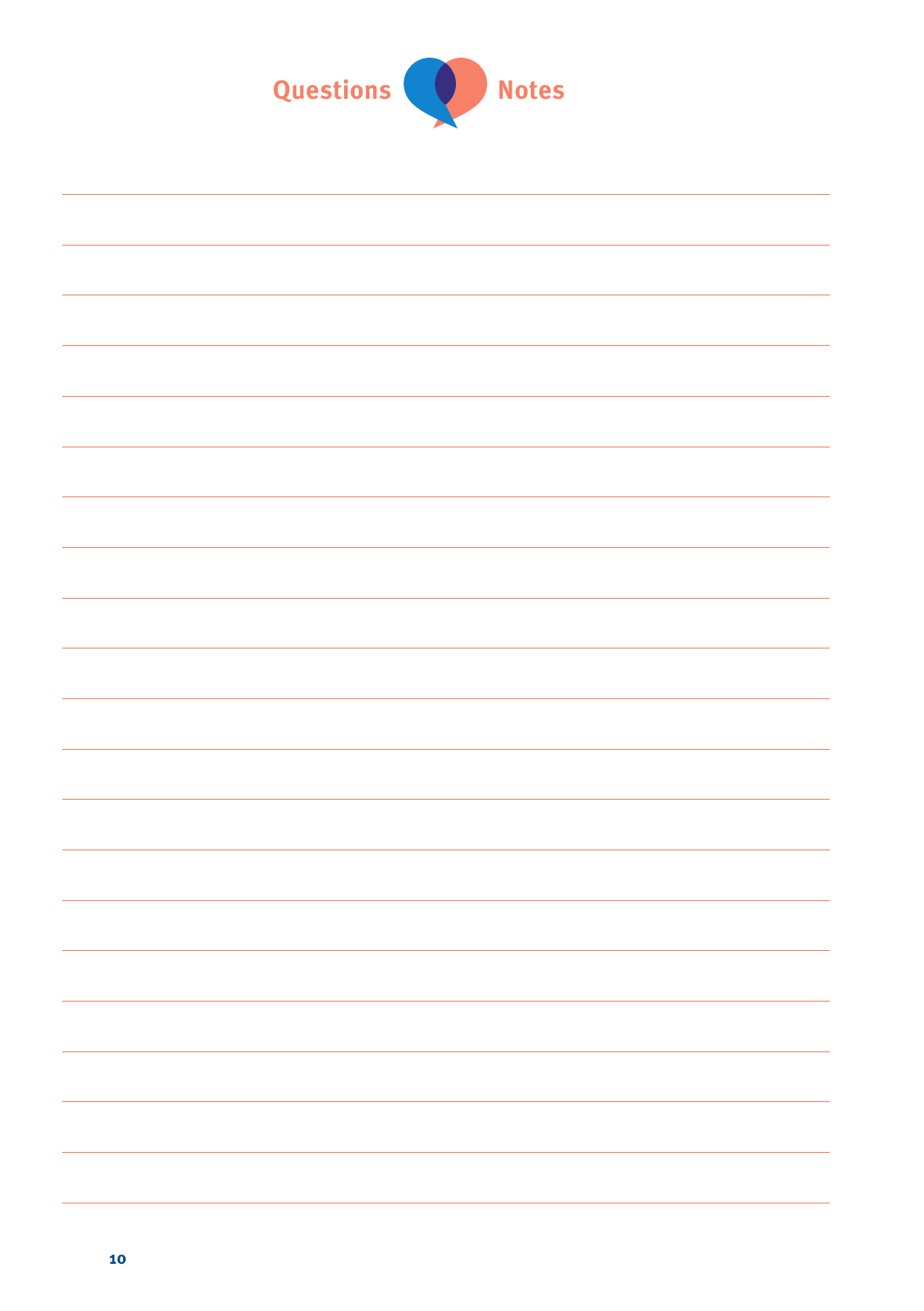# Questions Notes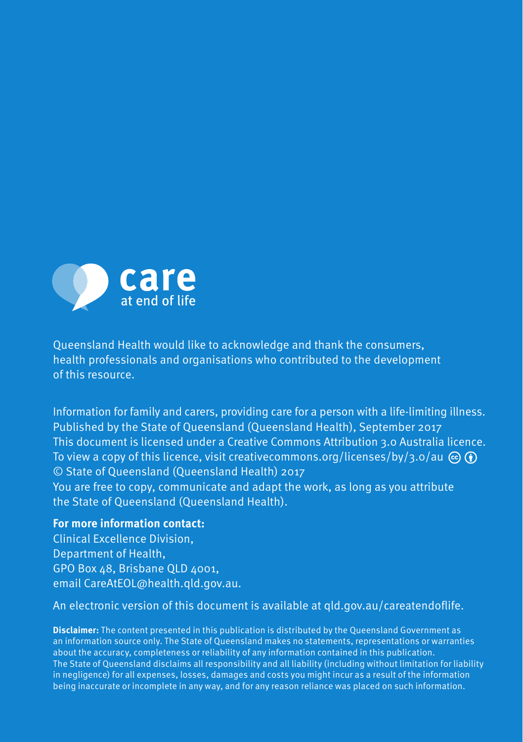**care** at end of life

Queensland Health would like to acknowledge and thank the consumers, health professionals and organisations who contributed to the development of this resource.

Information for family and carers, providing care for a person with a life-limiting illness.
Published by the State of Queensland (Queensland Health), September 2017
This document is licensed under a Creative Commons Attribution 3.0 Australia licence.
To view a copy of this licence, visit creativecommons.org/licenses/by/3.0/au
© State of Queensland (Queensland Health) 2017
You are free to copy, communicate and adapt the work, as long as you attribute the State of Queensland (Queensland Health).

**For more information contact:**
Clinical Excellence Division,
Department of Health,
GPO Box 48, Brisbane QLD 4001,
email CareAtEOL@health.qld.gov.au.

An electronic version of this document is available at qld.gov.au/careatendoflife.

**Disclaimer:** The content presented in this publication is distributed by the Queensland Government as an information source only. The State of Queensland makes no statements, representations or warranties about the accuracy, completeness or reliability of any information contained in this publication. The State of Queensland disclaims all responsibility and all liability (including without limitation for liability in negligence) for all expenses, losses, damages and costs you might incur as a result of the information being inaccurate or incomplete in any way, and for any reason reliance was placed on such information.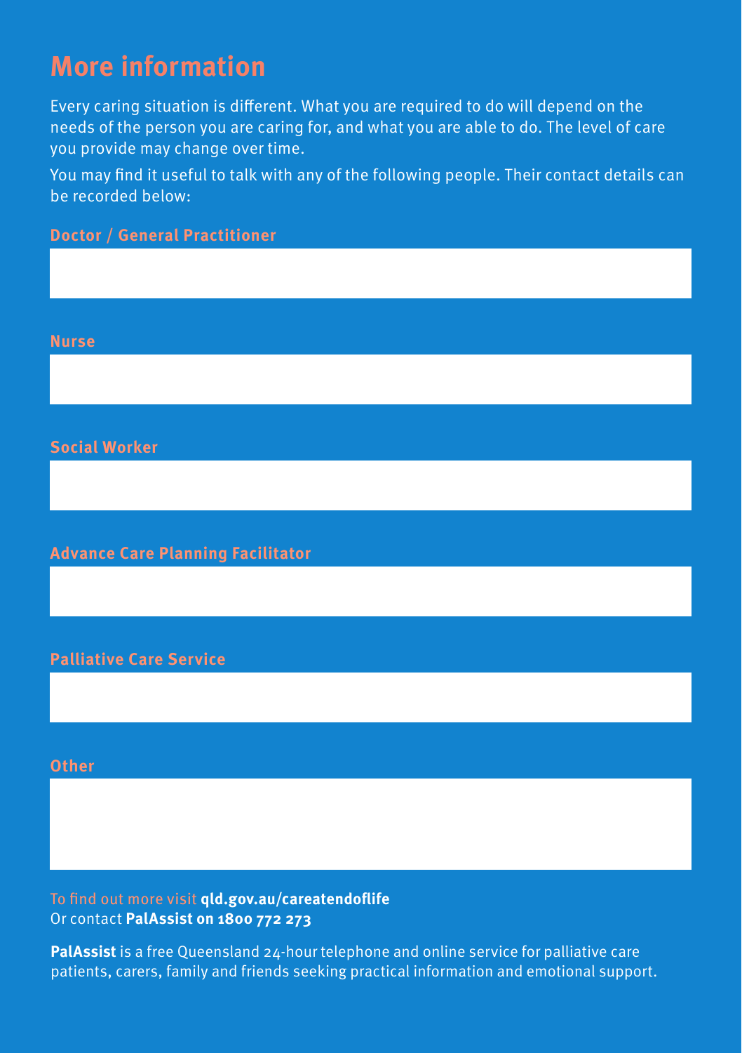# More information

Every caring situation is different. What you are required to do will depend on the needs of the person you are caring for, and what you are able to do. The level of care you provide may change over time.

You may find it useful to talk with any of the following people. Their contact details can be recorded below:

**Doctor / General Practitioner**

**Nurse**

**Social Worker**

**Advance Care Planning Facilitator**

**Palliative Care Service**

**Other**

To find out more visit **qld.gov.au/careatendoflife**
Or contact **PalAssist on 1800 772 273**

**PalAssist** is a free Queensland 24-hour telephone and online service for palliative care patients, carers, family and friends seeking practical information and emotional support.